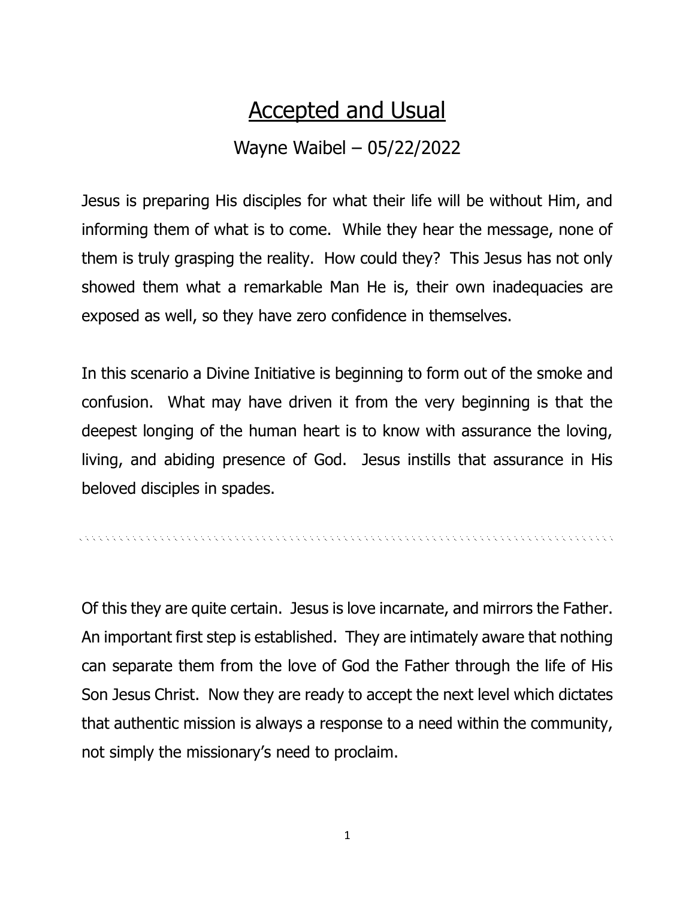# Accepted and Usual

Wayne Waibel – 05/22/2022

Jesus is preparing His disciples for what their life will be without Him, and informing them of what is to come. While they hear the message, none of them is truly grasping the reality. How could they? This Jesus has not only showed them what a remarkable Man He is, their own inadequacies are exposed as well, so they have zero confidence in themselves.

In this scenario a Divine Initiative is beginning to form out of the smoke and confusion. What may have driven it from the very beginning is that the deepest longing of the human heart is to know with assurance the loving, living, and abiding presence of God. Jesus instills that assurance in His beloved disciples in spades.

---

Of this they are quite certain. Jesus is love incarnate, and mirrors the Father. An important first step is established. They are intimately aware that nothing can separate them from the love of God the Father through the life of His Son Jesus Christ. Now they are ready to accept the next level which dictates that authentic mission is always a response to a need within the community, not simply the missionary's need to proclaim.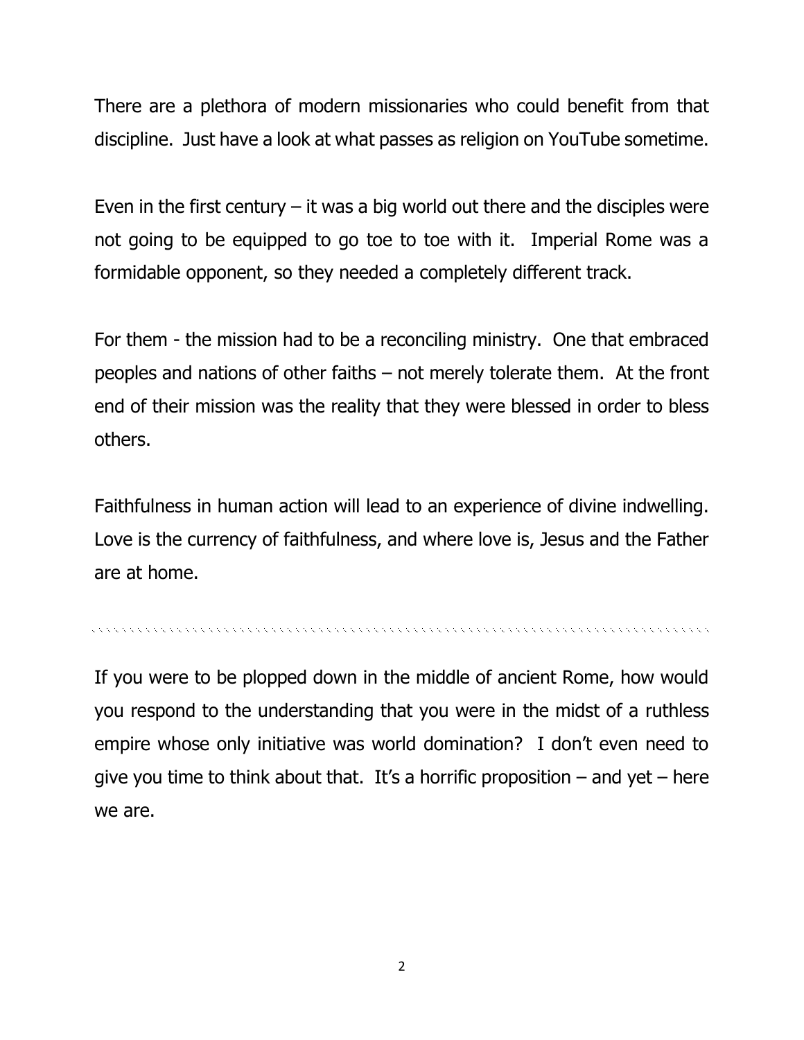There are a plethora of modern missionaries who could benefit from that discipline. Just have a look at what passes as religion on YouTube sometime.

Even in the first century – it was a big world out there and the disciples were not going to be equipped to go toe to toe with it. Imperial Rome was a formidable opponent, so they needed a completely different track.

For them - the mission had to be a reconciling ministry. One that embraced peoples and nations of other faiths – not merely tolerate them. At the front end of their mission was the reality that they were blessed in order to bless others.

Faithfulness in human action will lead to an experience of divine indwelling. Love is the currency of faithfulness, and where love is, Jesus and the Father are at home.

---

If you were to be plopped down in the middle of ancient Rome, how would you respond to the understanding that you were in the midst of a ruthless empire whose only initiative was world domination? I don't even need to give you time to think about that. It's a horrific proposition – and yet – here we are.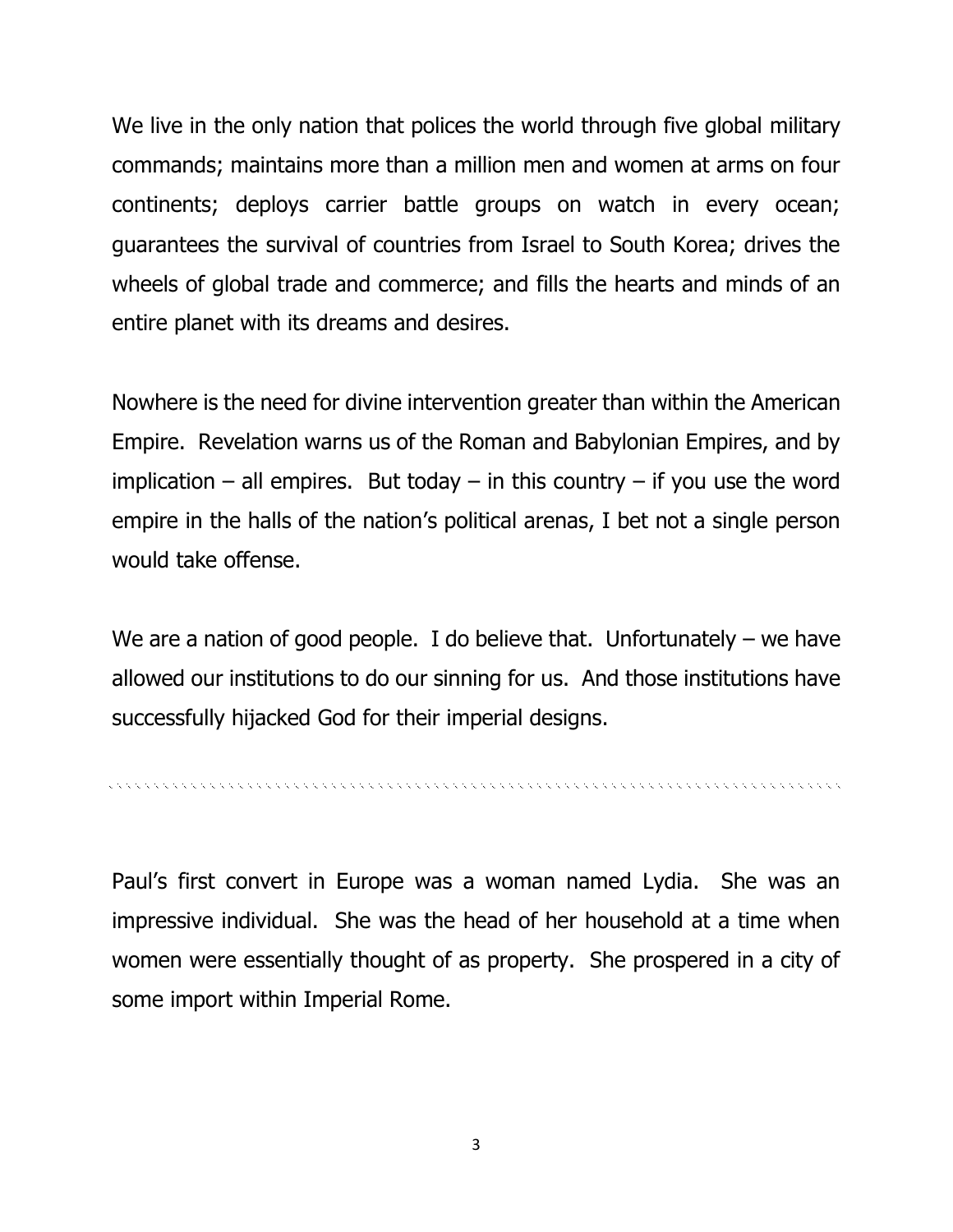We live in the only nation that polices the world through five global military commands; maintains more than a million men and women at arms on four continents; deploys carrier battle groups on watch in every ocean; guarantees the survival of countries from Israel to South Korea; drives the wheels of global trade and commerce; and fills the hearts and minds of an entire planet with its dreams and desires.

Nowhere is the need for divine intervention greater than within the American Empire. Revelation warns us of the Roman and Babylonian Empires, and by implication – all empires. But today – in this country – if you use the word empire in the halls of the nation's political arenas, I bet not a single person would take offense.

We are a nation of good people. I do believe that. Unfortunately – we have allowed our institutions to do our sinning for us. And those institutions have successfully hijacked God for their imperial designs.

---

Paul's first convert in Europe was a woman named Lydia. She was an impressive individual. She was the head of her household at a time when women were essentially thought of as property. She prospered in a city of some import within Imperial Rome.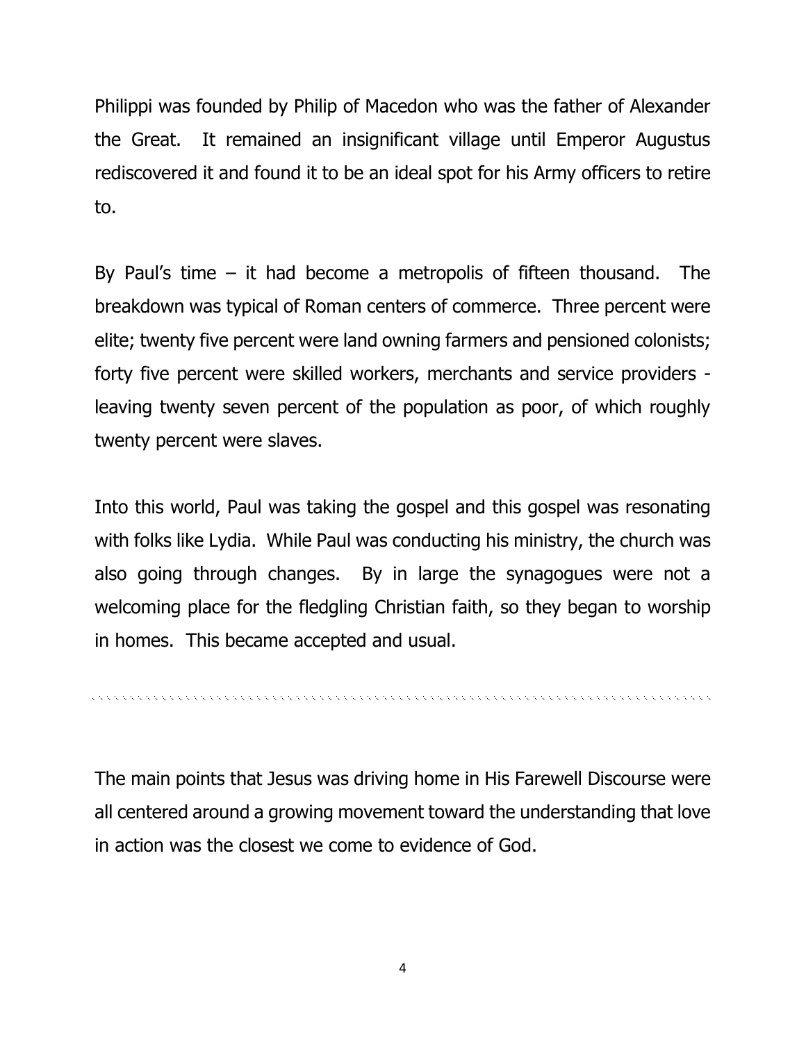Philippi was founded by Philip of Macedon who was the father of Alexander the Great. It remained an insignificant village until Emperor Augustus rediscovered it and found it to be an ideal spot for his Army officers to retire to.

By Paul's time – it had become a metropolis of fifteen thousand. The breakdown was typical of Roman centers of commerce. Three percent were elite; twenty five percent were land owning farmers and pensioned colonists; forty five percent were skilled workers, merchants and service providers - leaving twenty seven percent of the population as poor, of which roughly twenty percent were slaves.

Into this world, Paul was taking the gospel and this gospel was resonating with folks like Lydia. While Paul was conducting his ministry, the church was also going through changes. By in large the synagogues were not a welcoming place for the fledgling Christian faith, so they began to worship in homes. This became accepted and usual.

---

The main points that Jesus was driving home in His Farewell Discourse were all centered around a growing movement toward the understanding that love in action was the closest we come to evidence of God.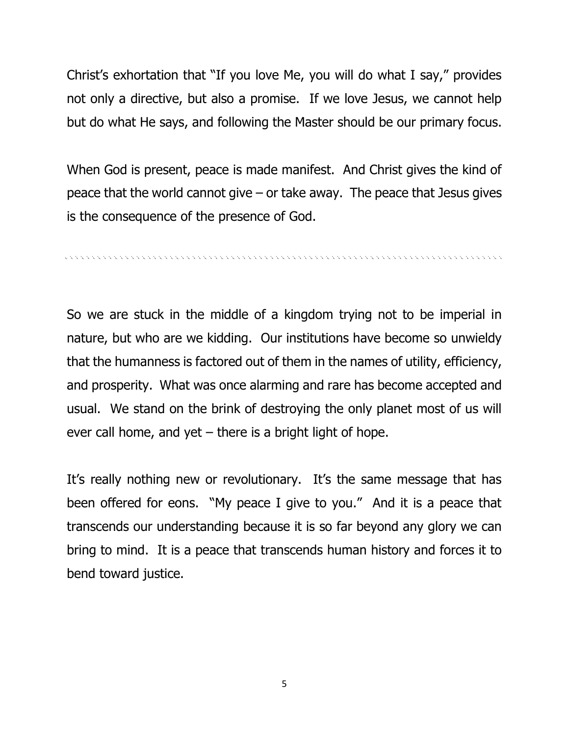Christ's exhortation that "If you love Me, you will do what I say," provides not only a directive, but also a promise. If we love Jesus, we cannot help but do what He says, and following the Master should be our primary focus.

When God is present, peace is made manifest. And Christ gives the kind of peace that the world cannot give – or take away. The peace that Jesus gives is the consequence of the presence of God.

---

So we are stuck in the middle of a kingdom trying not to be imperial in nature, but who are we kidding. Our institutions have become so unwieldy that the humanness is factored out of them in the names of utility, efficiency, and prosperity. What was once alarming and rare has become accepted and usual. We stand on the brink of destroying the only planet most of us will ever call home, and yet – there is a bright light of hope.

It's really nothing new or revolutionary. It's the same message that has been offered for eons. "My peace I give to you." And it is a peace that transcends our understanding because it is so far beyond any glory we can bring to mind. It is a peace that transcends human history and forces it to bend toward justice.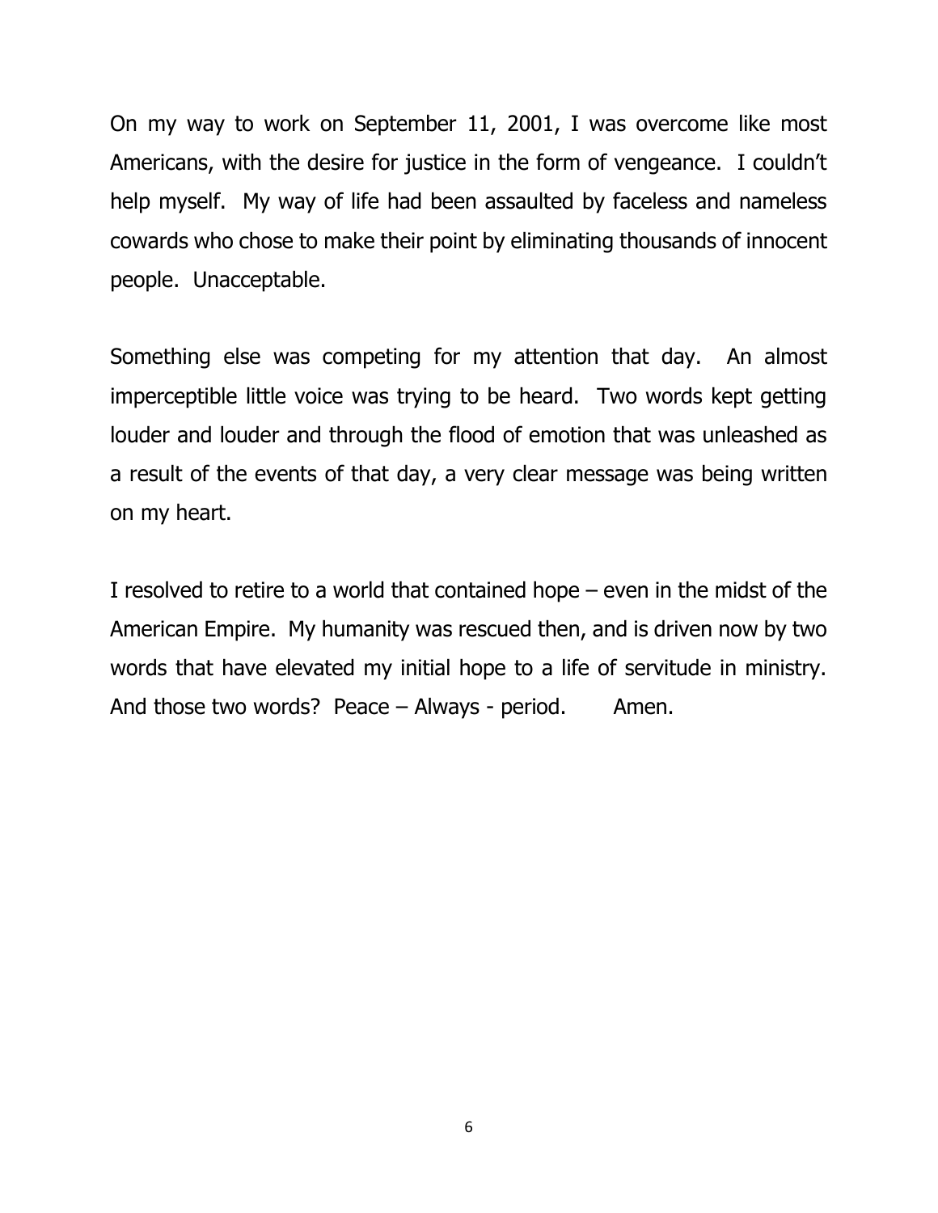On my way to work on September 11, 2001, I was overcome like most Americans, with the desire for justice in the form of vengeance. I couldn't help myself. My way of life had been assaulted by faceless and nameless cowards who chose to make their point by eliminating thousands of innocent people. Unacceptable.

Something else was competing for my attention that day. An almost imperceptible little voice was trying to be heard. Two words kept getting louder and louder and through the flood of emotion that was unleashed as a result of the events of that day, a very clear message was being written on my heart.

I resolved to retire to a world that contained hope – even in the midst of the American Empire. My humanity was rescued then, and is driven now by two words that have elevated my initial hope to a life of servitude in ministry. And those two words? Peace – Always - period. Amen.